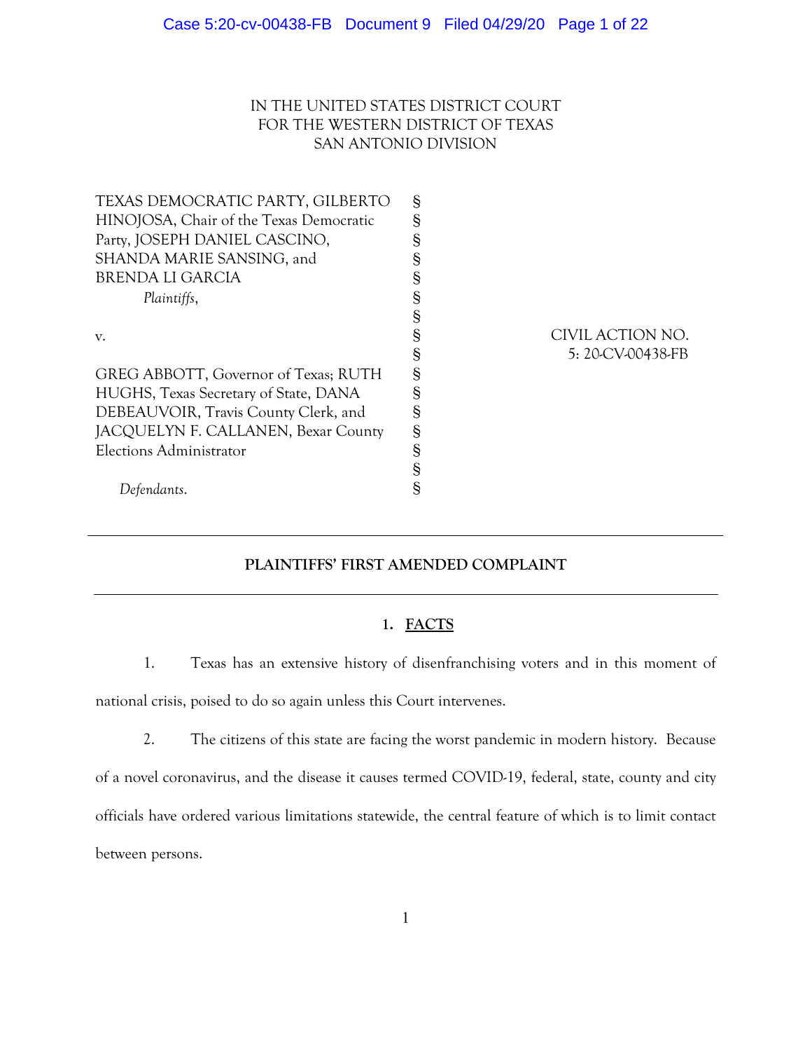IN THE UNITED STATES DISTRICT COURT
FOR THE WESTERN DISTRICT OF TEXAS
SAN ANTONIO DIVISION

| | | |
|---|---|---|
| TEXAS DEMOCRATIC PARTY, GILBERTO HINOJOSA, Chair of the Texas Democratic Party, JOSEPH DANIEL CASCINO, SHANDA MARIE SANSING, and BRENDA LI GARCIA *Plaintiffs*, | § | |
| v. | § | CIVIL ACTION NO. 5: 20-CV-00438-FB |
| GREG ABBOTT, Governor of Texas; RUTH HUGHS, Texas Secretary of State, DANA DEBEAUVOIR, Travis County Clerk, and JACQUELYN F. CALLANEN, Bexar County Elections Administrator *Defendants*. | § | |

---

**PLAINTIFFS' FIRST AMENDED COMPLAINT**

---

## 1. FACTS

1. Texas has an extensive history of disenfranchising voters and in this moment of national crisis, poised to do so again unless this Court intervenes.

2. The citizens of this state are facing the worst pandemic in modern history. Because of a novel coronavirus, and the disease it causes termed COVID-19, federal, state, county and city officials have ordered various limitations statewide, the central feature of which is to limit contact between persons.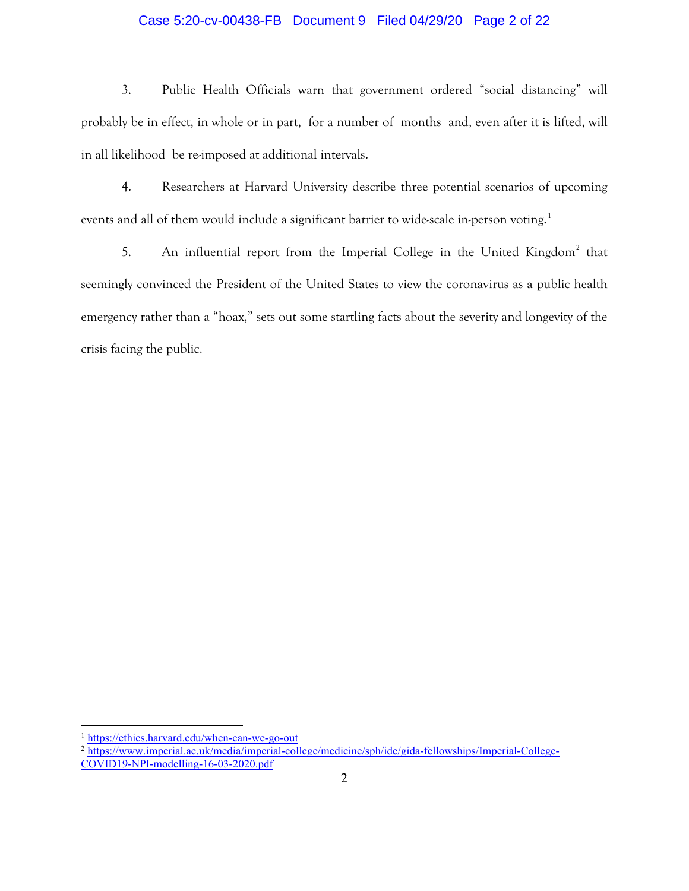3. Public Health Officials warn that government ordered "social distancing" will probably be in effect, in whole or in part, for a number of months and, even after it is lifted, will in all likelihood be re-imposed at additional intervals.

4. Researchers at Harvard University describe three potential scenarios of upcoming events and all of them would include a significant barrier to wide-scale in-person voting.[1]

5. An influential report from the Imperial College in the United Kingdom[2] that seemingly convinced the President of the United States to view the coronavirus as a public health emergency rather than a "hoax," sets out some startling facts about the severity and longevity of the crisis facing the public.

---

[1] https://ethics.harvard.edu/when-can-we-go-out

[2] https://www.imperial.ac.uk/media/imperial-college/medicine/sph/ide/gida-fellowships/Imperial-College-COVID19-NPI-modelling-16-03-2020.pdf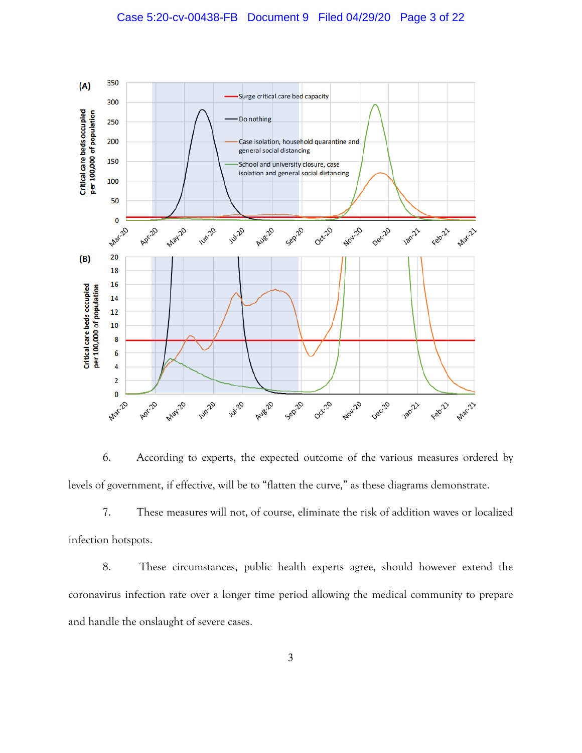6. According to experts, the expected outcome of the various measures ordered by levels of government, if effective, will be to "flatten the curve," as these diagrams demonstrate.

7. These measures will not, of course, eliminate the risk of addition waves or localized infection hotspots.

8. These circumstances, public health experts agree, should however extend the coronavirus infection rate over a longer time period allowing the medical community to prepare and handle the onslaught of severe cases.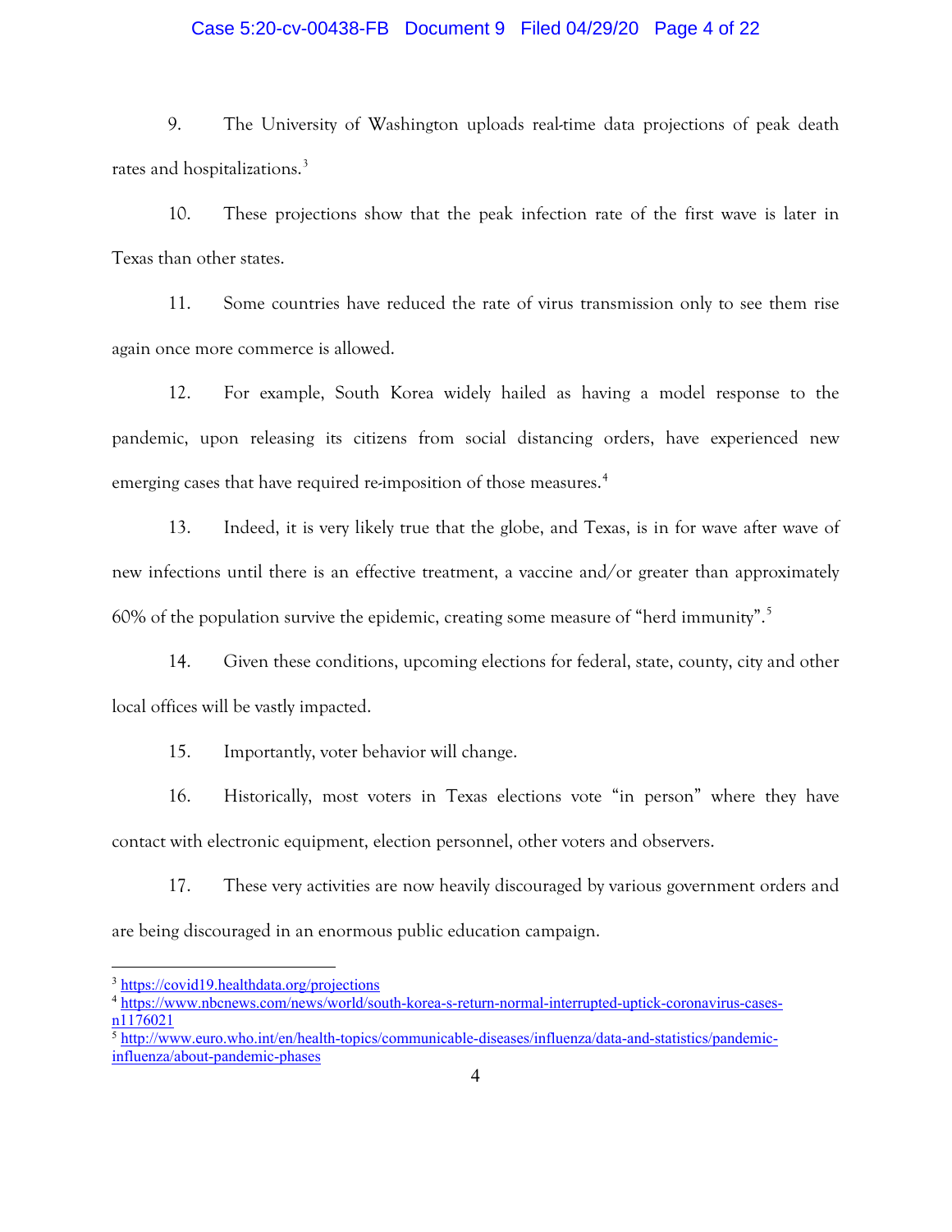9. The University of Washington uploads real-time data projections of peak death rates and hospitalizations.[3]

10. These projections show that the peak infection rate of the first wave is later in Texas than other states.

11. Some countries have reduced the rate of virus transmission only to see them rise again once more commerce is allowed.

12. For example, South Korea widely hailed as having a model response to the pandemic, upon releasing its citizens from social distancing orders, have experienced new emerging cases that have required re-imposition of those measures.[4]

13. Indeed, it is very likely true that the globe, and Texas, is in for wave after wave of new infections until there is an effective treatment, a vaccine and/or greater than approximately 60% of the population survive the epidemic, creating some measure of "herd immunity".[5]

14. Given these conditions, upcoming elections for federal, state, county, city and other local offices will be vastly impacted.

15. Importantly, voter behavior will change.

16. Historically, most voters in Texas elections vote "in person" where they have contact with electronic equipment, election personnel, other voters and observers.

17. These very activities are now heavily discouraged by various government orders and are being discouraged in an enormous public education campaign.

---

[3] https://covid19.healthdata.org/projections

[4] https://www.nbcnews.com/news/world/south-korea-s-return-normal-interrupted-uptick-coronavirus-cases-n1176021

[5] http://www.euro.who.int/en/health-topics/communicable-diseases/influenza/data-and-statistics/pandemic-influenza/about-pandemic-phases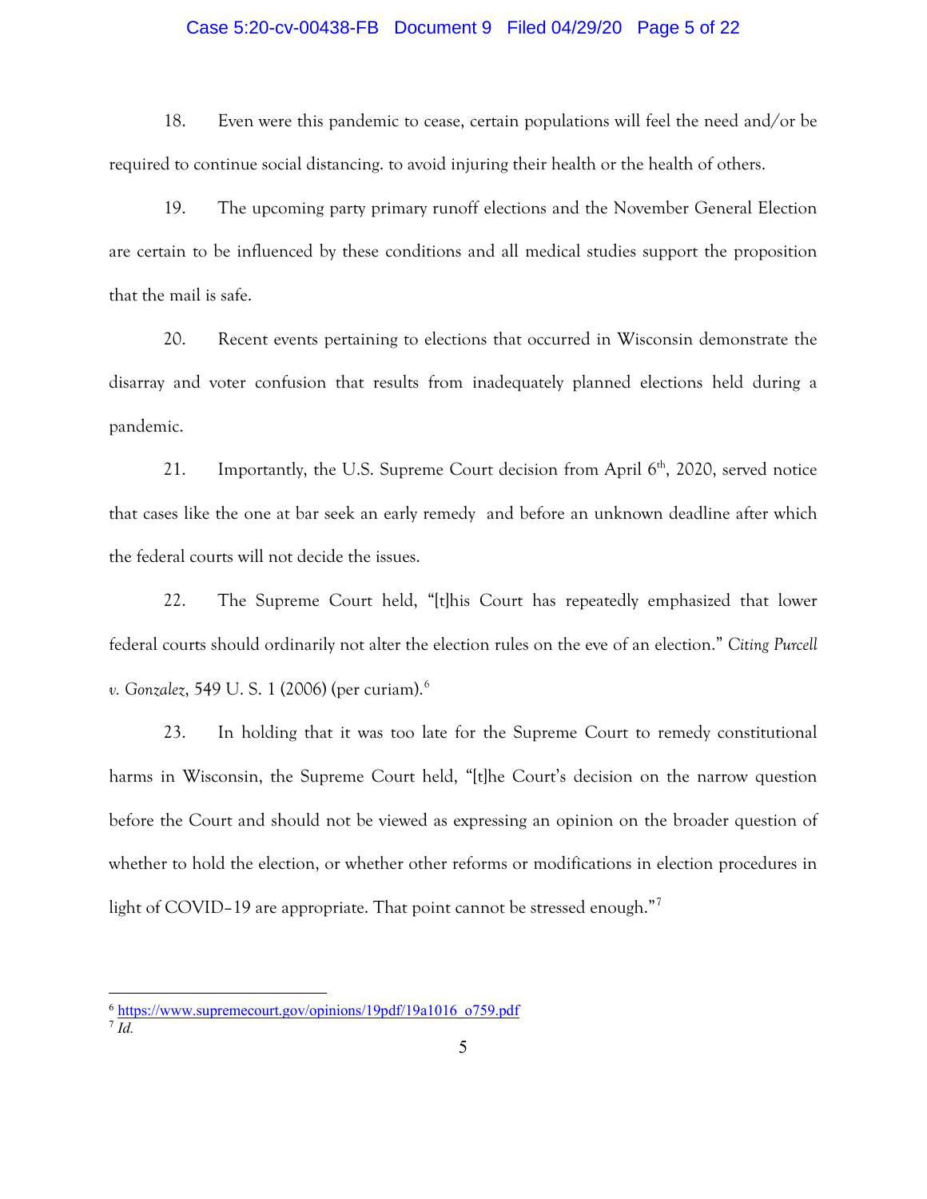18. Even were this pandemic to cease, certain populations will feel the need and/or be required to continue social distancing. to avoid injuring their health or the health of others.

19. The upcoming party primary runoff elections and the November General Election are certain to be influenced by these conditions and all medical studies support the proposition that the mail is safe.

20. Recent events pertaining to elections that occurred in Wisconsin demonstrate the disarray and voter confusion that results from inadequately planned elections held during a pandemic.

21. Importantly, the U.S. Supreme Court decision from April 6th, 2020, served notice that cases like the one at bar seek an early remedy and before an unknown deadline after which the federal courts will not decide the issues.

22. The Supreme Court held, "[t]his Court has repeatedly emphasized that lower federal courts should ordinarily not alter the election rules on the eve of an election." *Citing Purcell v. Gonzalez*, 549 U. S. 1 (2006) (per curiam).[6]

23. In holding that it was too late for the Supreme Court to remedy constitutional harms in Wisconsin, the Supreme Court held, "[t]he Court's decision on the narrow question before the Court and should not be viewed as expressing an opinion on the broader question of whether to hold the election, or whether other reforms or modifications in election procedures in light of COVID–19 are appropriate. That point cannot be stressed enough."[7]

---

[6] https://www.supremecourt.gov/opinions/19pdf/19a1016_o759.pdf

[7] *Id.*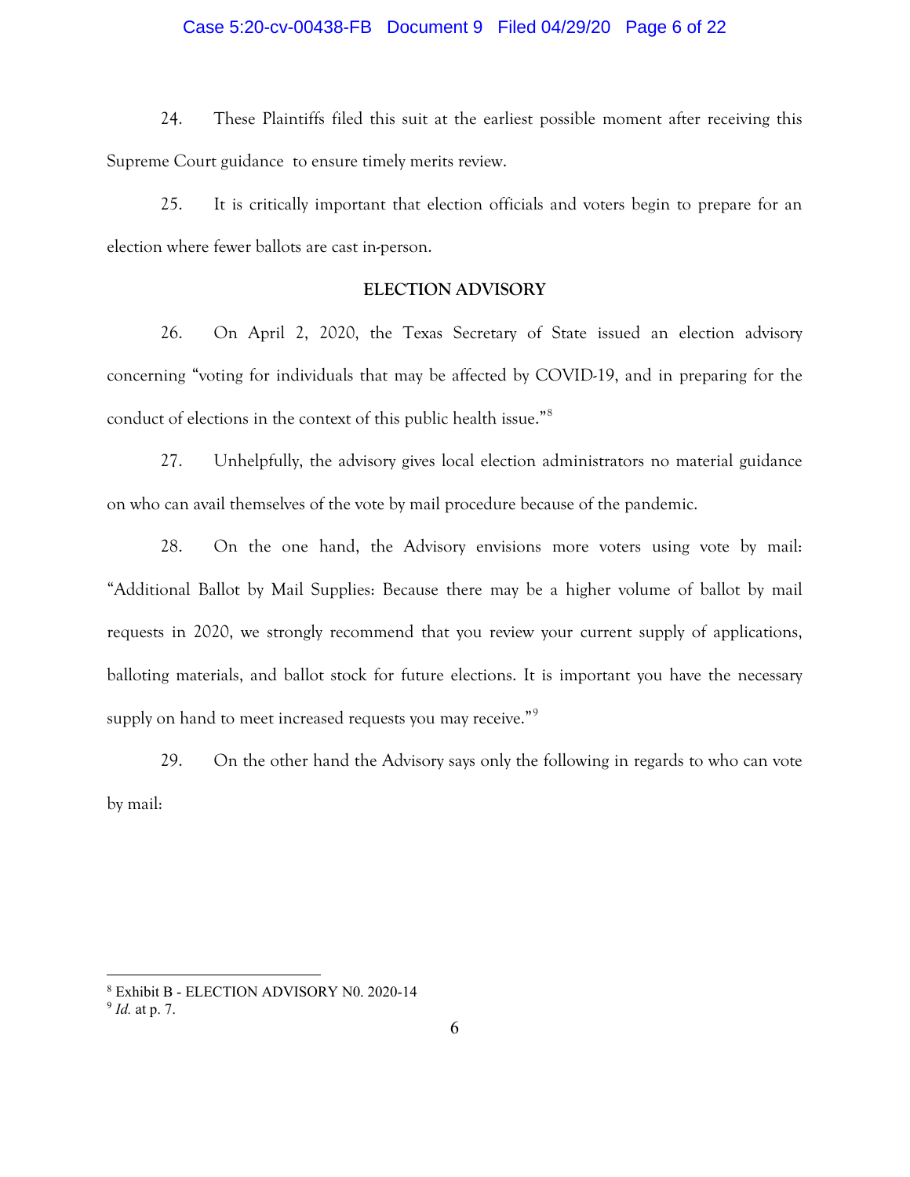24. These Plaintiffs filed this suit at the earliest possible moment after receiving this Supreme Court guidance  to ensure timely merits review.

25. It is critically important that election officials and voters begin to prepare for an election where fewer ballots are cast in-person.

## ELECTION ADVISORY

26. On April 2, 2020, the Texas Secretary of State issued an election advisory concerning "voting for individuals that may be affected by COVID-19, and in preparing for the conduct of elections in the context of this public health issue."[8]

27. Unhelpfully, the advisory gives local election administrators no material guidance on who can avail themselves of the vote by mail procedure because of the pandemic.

28. On the one hand, the Advisory envisions more voters using vote by mail: "Additional Ballot by Mail Supplies: Because there may be a higher volume of ballot by mail requests in 2020, we strongly recommend that you review your current supply of applications, balloting materials, and ballot stock for future elections. It is important you have the necessary supply on hand to meet increased requests you may receive."[9]

29. On the other hand the Advisory says only the following in regards to who can vote by mail:

---

[8] Exhibit B - ELECTION ADVISORY N0. 2020-14

[9] *Id.* at p. 7.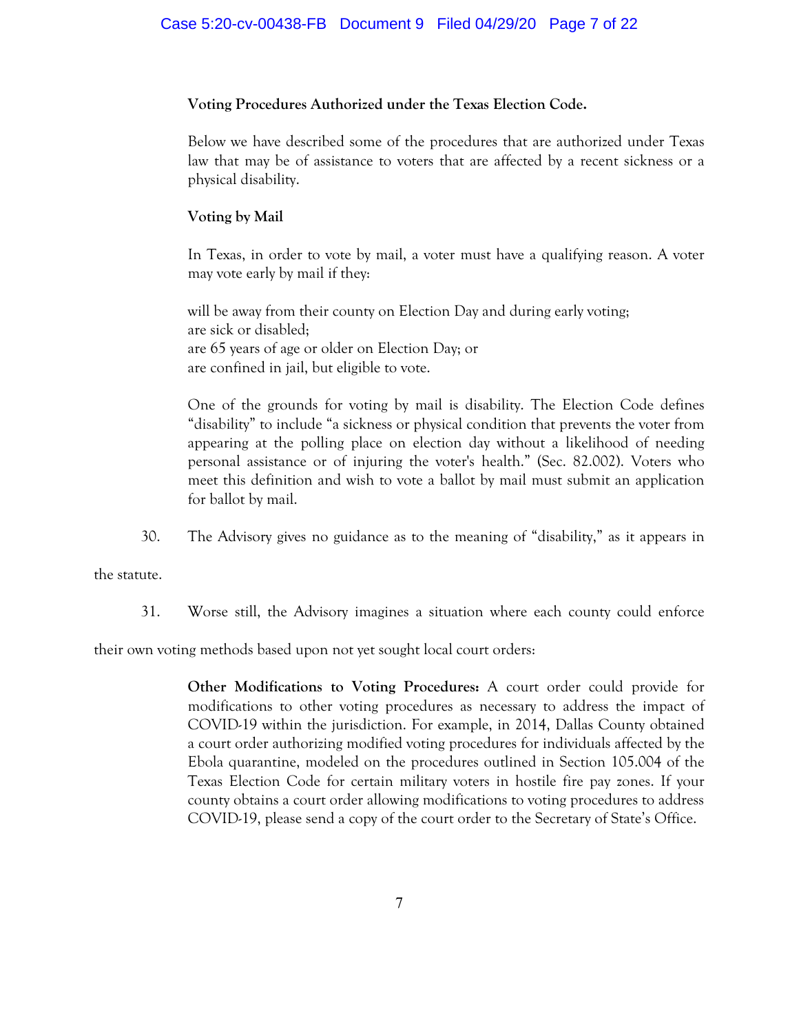**Voting Procedures Authorized under the Texas Election Code.**

Below we have described some of the procedures that are authorized under Texas law that may be of assistance to voters that are affected by a recent sickness or a physical disability.

**Voting by Mail**

In Texas, in order to vote by mail, a voter must have a qualifying reason. A voter may vote early by mail if they:

will be away from their county on Election Day and during early voting;
are sick or disabled;
are 65 years of age or older on Election Day; or
are confined in jail, but eligible to vote.

One of the grounds for voting by mail is disability. The Election Code defines "disability" to include "a sickness or physical condition that prevents the voter from appearing at the polling place on election day without a likelihood of needing personal assistance or of injuring the voter's health." (Sec. 82.002). Voters who meet this definition and wish to vote a ballot by mail must submit an application for ballot by mail.

30. The Advisory gives no guidance as to the meaning of "disability," as it appears in the statute.

31. Worse still, the Advisory imagines a situation where each county could enforce their own voting methods based upon not yet sought local court orders:

> **Other Modifications to Voting Procedures:** A court order could provide for modifications to other voting procedures as necessary to address the impact of COVID-19 within the jurisdiction. For example, in 2014, Dallas County obtained a court order authorizing modified voting procedures for individuals affected by the Ebola quarantine, modeled on the procedures outlined in Section 105.004 of the Texas Election Code for certain military voters in hostile fire pay zones. If your county obtains a court order allowing modifications to voting procedures to address COVID-19, please send a copy of the court order to the Secretary of State's Office.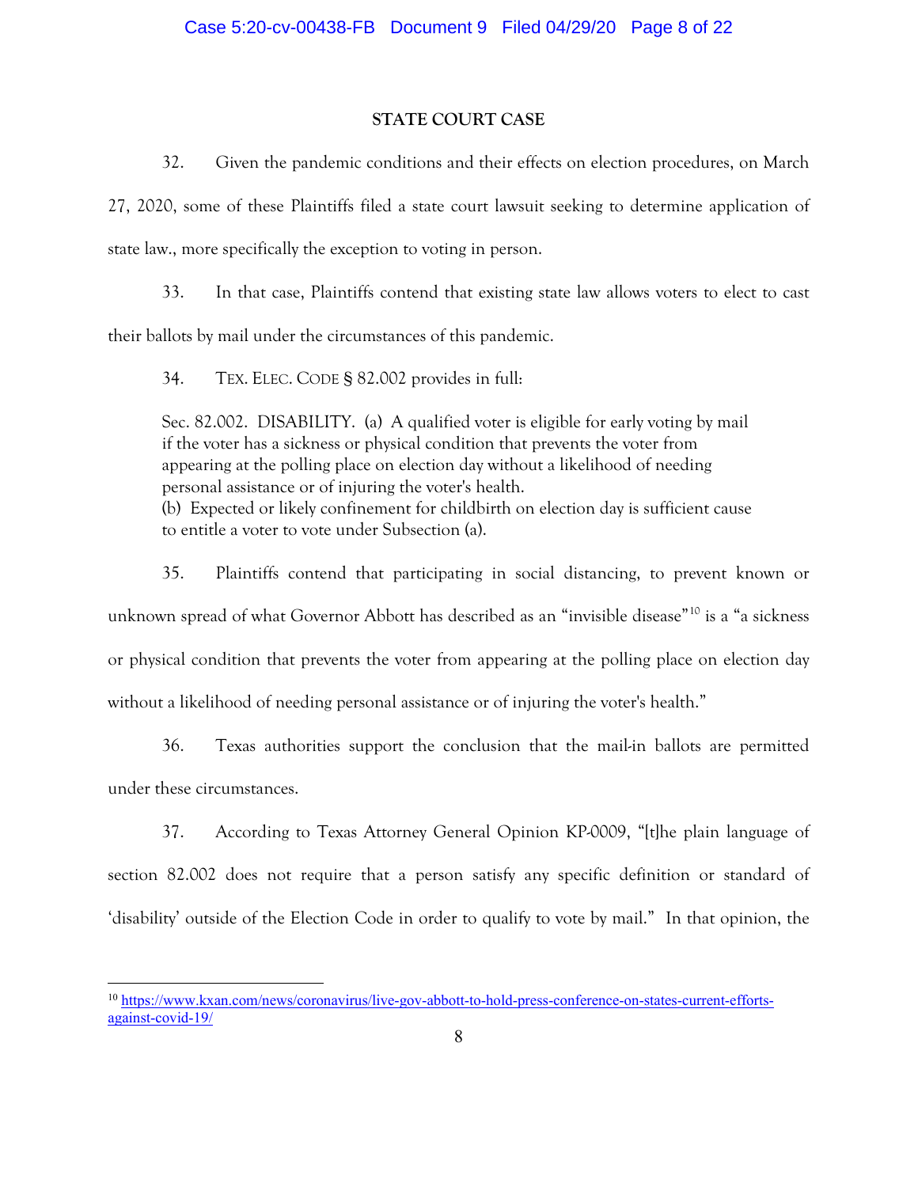## STATE COURT CASE

32. Given the pandemic conditions and their effects on election procedures, on March 27, 2020, some of these Plaintiffs filed a state court lawsuit seeking to determine application of state law., more specifically the exception to voting in person.

33. In that case, Plaintiffs contend that existing state law allows voters to elect to cast their ballots by mail under the circumstances of this pandemic.

34. TEX. ELEC. CODE § 82.002 provides in full:

> Sec. 82.002. DISABILITY. (a) A qualified voter is eligible for early voting by mail if the voter has a sickness or physical condition that prevents the voter from appearing at the polling place on election day without a likelihood of needing personal assistance or of injuring the voter's health.
> (b) Expected or likely confinement for childbirth on election day is sufficient cause to entitle a voter to vote under Subsection (a).

35. Plaintiffs contend that participating in social distancing, to prevent known or unknown spread of what Governor Abbott has described as an "invisible disease"[10] is a "a sickness or physical condition that prevents the voter from appearing at the polling place on election day without a likelihood of needing personal assistance or of injuring the voter's health."

36. Texas authorities support the conclusion that the mail-in ballots are permitted under these circumstances.

37. According to Texas Attorney General Opinion KP-0009, "[t]he plain language of section 82.002 does not require that a person satisfy any specific definition or standard of 'disability' outside of the Election Code in order to qualify to vote by mail." In that opinion, the

---

[10] https://www.kxan.com/news/coronavirus/live-gov-abbott-to-hold-press-conference-on-states-current-efforts-against-covid-19/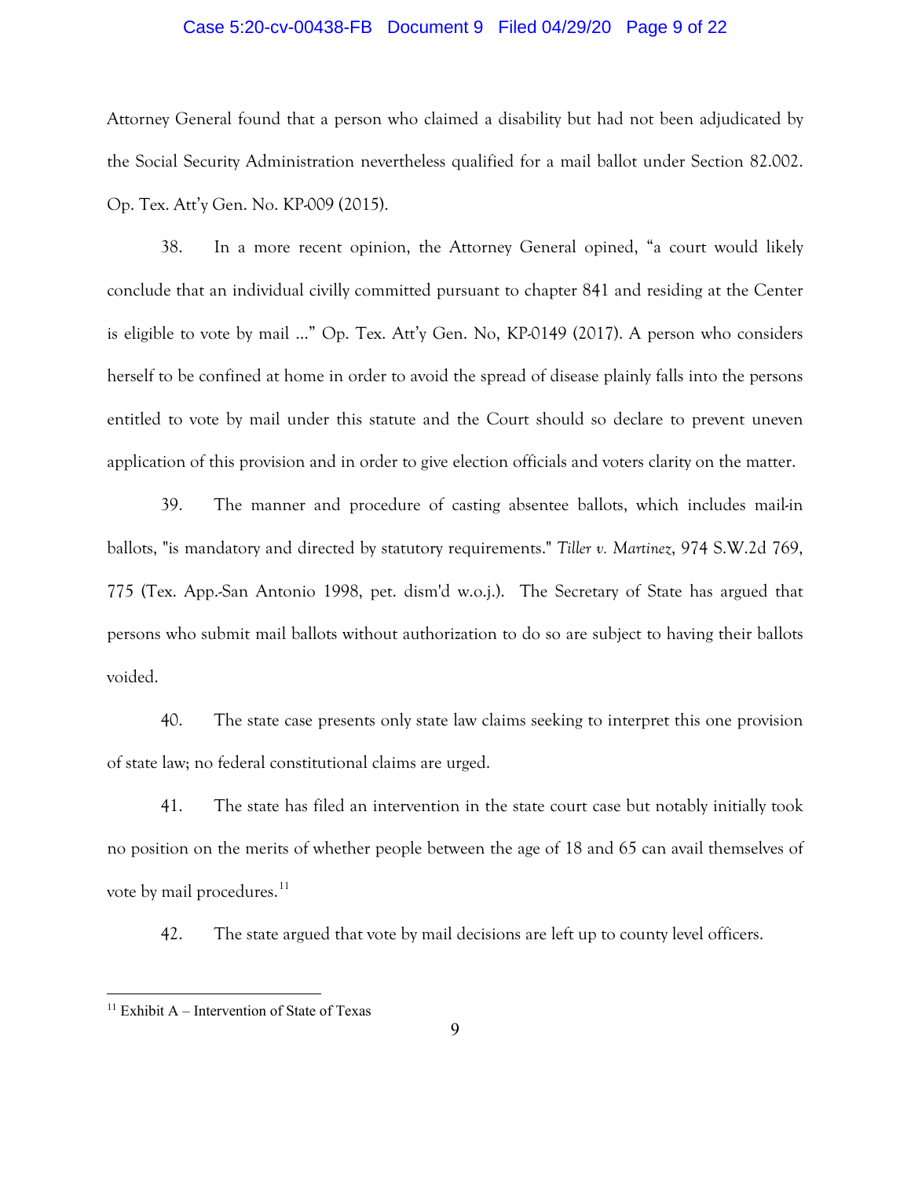Attorney General found that a person who claimed a disability but had not been adjudicated by the Social Security Administration nevertheless qualified for a mail ballot under Section 82.002. Op. Tex. Att'y Gen. No. KP-009 (2015).

38. In a more recent opinion, the Attorney General opined, "a court would likely conclude that an individual civilly committed pursuant to chapter 841 and residing at the Center is eligible to vote by mail ..." Op. Tex. Att'y Gen. No, KP-0149 (2017). A person who considers herself to be confined at home in order to avoid the spread of disease plainly falls into the persons entitled to vote by mail under this statute and the Court should so declare to prevent uneven application of this provision and in order to give election officials and voters clarity on the matter.

39. The manner and procedure of casting absentee ballots, which includes mail-in ballots, "is mandatory and directed by statutory requirements." *Tiller v. Martinez*, 974 S.W.2d 769, 775 (Tex. App.-San Antonio 1998, pet. dism'd w.o.j.). The Secretary of State has argued that persons who submit mail ballots without authorization to do so are subject to having their ballots voided.

40. The state case presents only state law claims seeking to interpret this one provision of state law; no federal constitutional claims are urged.

41. The state has filed an intervention in the state court case but notably initially took no position on the merits of whether people between the age of 18 and 65 can avail themselves of vote by mail procedures.[11]

42. The state argued that vote by mail decisions are left up to county level officers.

---

[11] Exhibit A – Intervention of State of Texas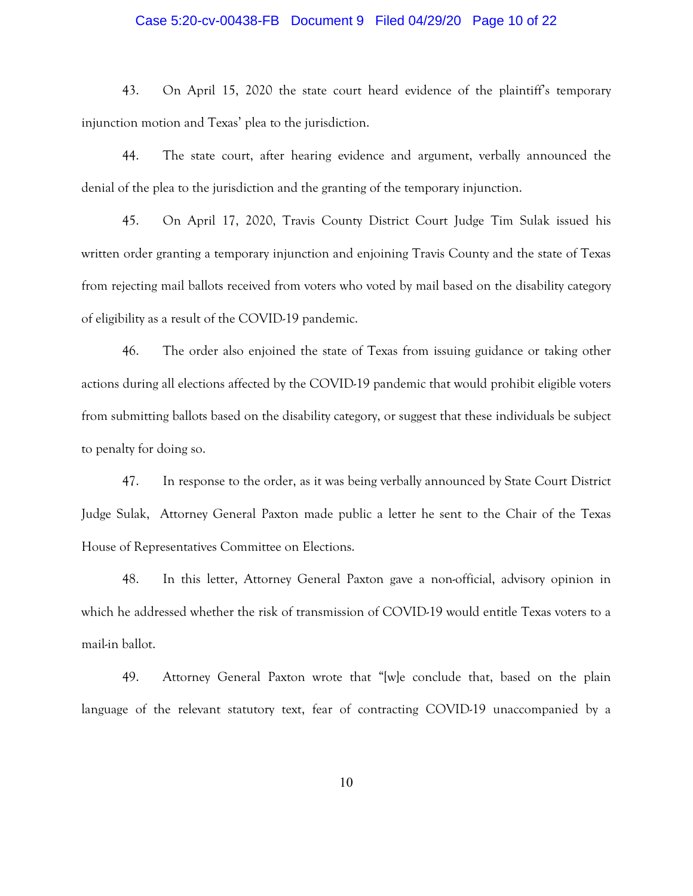43. On April 15, 2020 the state court heard evidence of the plaintiff's temporary injunction motion and Texas' plea to the jurisdiction.

44. The state court, after hearing evidence and argument, verbally announced the denial of the plea to the jurisdiction and the granting of the temporary injunction.

45. On April 17, 2020, Travis County District Court Judge Tim Sulak issued his written order granting a temporary injunction and enjoining Travis County and the state of Texas from rejecting mail ballots received from voters who voted by mail based on the disability category of eligibility as a result of the COVID-19 pandemic.

46. The order also enjoined the state of Texas from issuing guidance or taking other actions during all elections affected by the COVID-19 pandemic that would prohibit eligible voters from submitting ballots based on the disability category, or suggest that these individuals be subject to penalty for doing so.

47. In response to the order, as it was being verbally announced by State Court District Judge Sulak, Attorney General Paxton made public a letter he sent to the Chair of the Texas House of Representatives Committee on Elections.

48. In this letter, Attorney General Paxton gave a non-official, advisory opinion in which he addressed whether the risk of transmission of COVID-19 would entitle Texas voters to a mail-in ballot.

49. Attorney General Paxton wrote that "[w]e conclude that, based on the plain language of the relevant statutory text, fear of contracting COVID-19 unaccompanied by a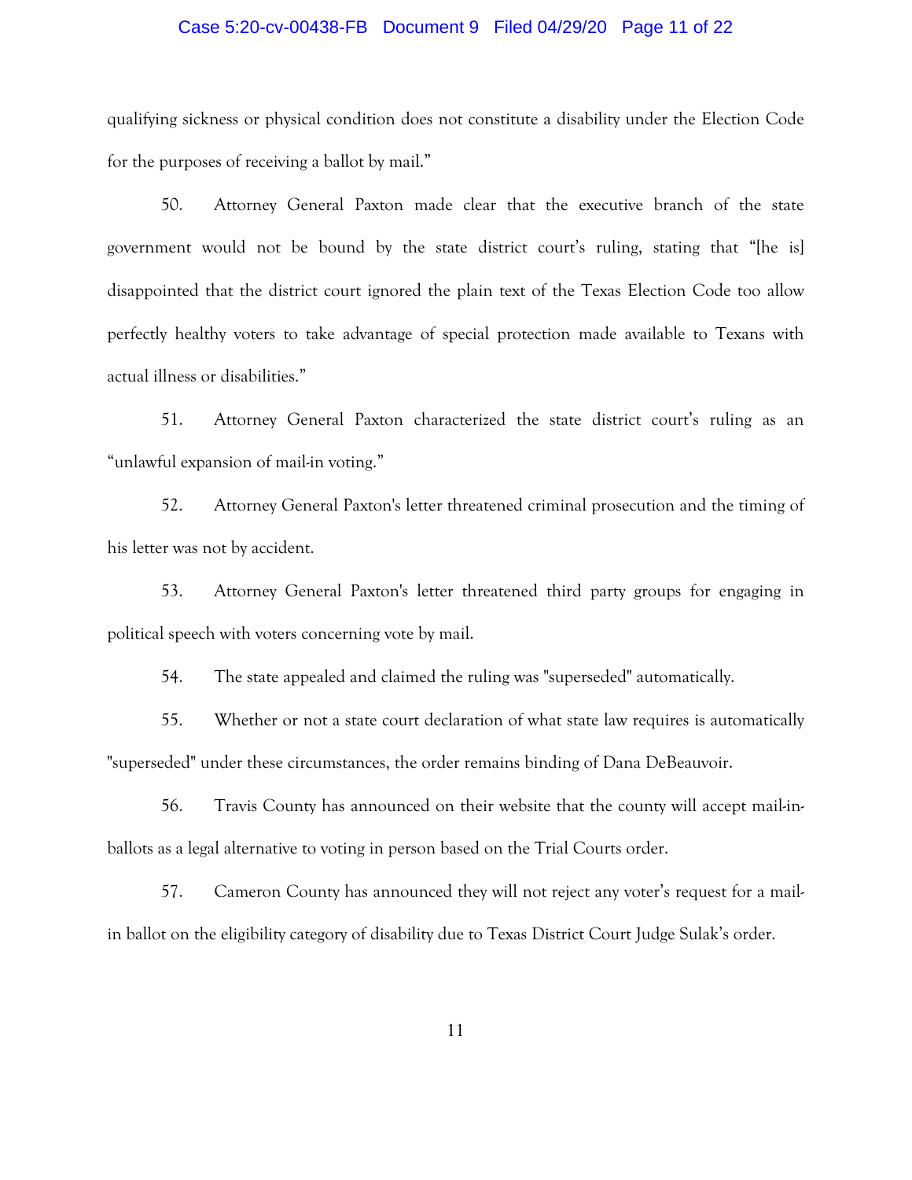qualifying sickness or physical condition does not constitute a disability under the Election Code for the purposes of receiving a ballot by mail."

50. Attorney General Paxton made clear that the executive branch of the state government would not be bound by the state district court's ruling, stating that "[he is] disappointed that the district court ignored the plain text of the Texas Election Code too allow perfectly healthy voters to take advantage of special protection made available to Texans with actual illness or disabilities."

51. Attorney General Paxton characterized the state district court's ruling as an "unlawful expansion of mail-in voting."

52. Attorney General Paxton's letter threatened criminal prosecution and the timing of his letter was not by accident.

53. Attorney General Paxton's letter threatened third party groups for engaging in political speech with voters concerning vote by mail.

54. The state appealed and claimed the ruling was "superseded" automatically.

55. Whether or not a state court declaration of what state law requires is automatically "superseded" under these circumstances, the order remains binding of Dana DeBeauvoir.

56. Travis County has announced on their website that the county will accept mail-in-ballots as a legal alternative to voting in person based on the Trial Courts order.

57. Cameron County has announced they will not reject any voter's request for a mail-in ballot on the eligibility category of disability due to Texas District Court Judge Sulak's order.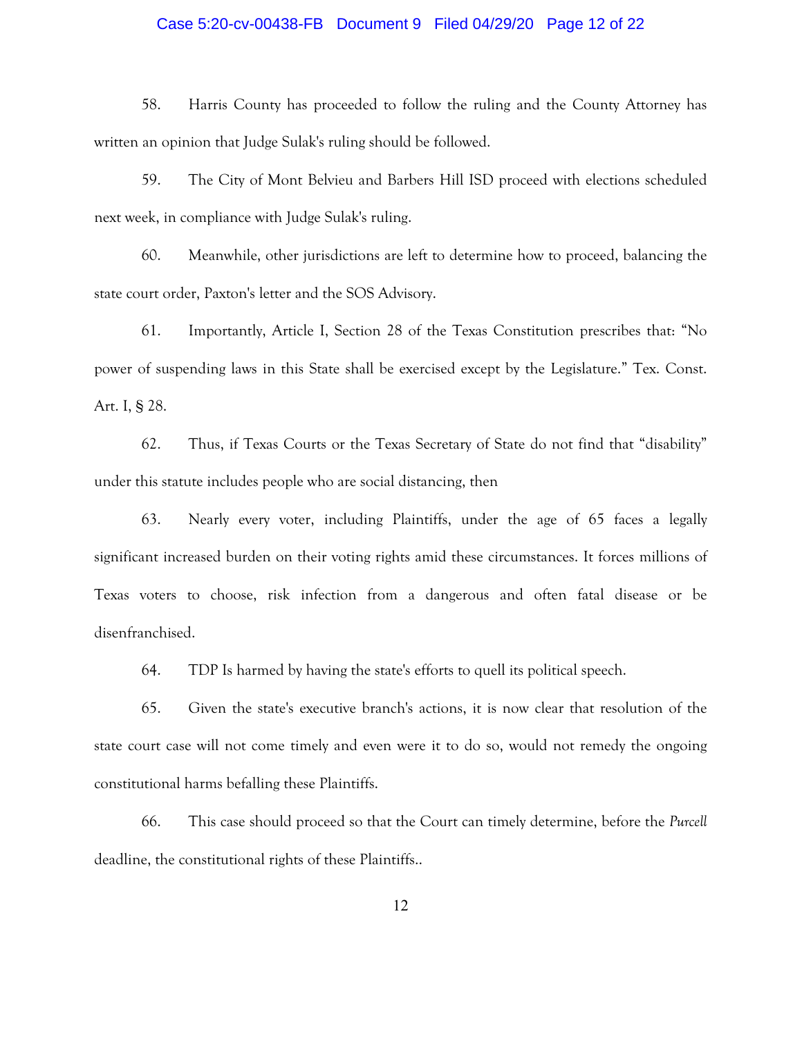58. Harris County has proceeded to follow the ruling and the County Attorney has written an opinion that Judge Sulak's ruling should be followed.

59. The City of Mont Belvieu and Barbers Hill ISD proceed with elections scheduled next week, in compliance with Judge Sulak's ruling.

60. Meanwhile, other jurisdictions are left to determine how to proceed, balancing the state court order, Paxton's letter and the SOS Advisory.

61. Importantly, Article I, Section 28 of the Texas Constitution prescribes that: "No power of suspending laws in this State shall be exercised except by the Legislature." Tex. Const. Art. I, § 28.

62. Thus, if Texas Courts or the Texas Secretary of State do not find that "disability" under this statute includes people who are social distancing, then

63. Nearly every voter, including Plaintiffs, under the age of 65 faces a legally significant increased burden on their voting rights amid these circumstances. It forces millions of Texas voters to choose, risk infection from a dangerous and often fatal disease or be disenfranchised.

64. TDP Is harmed by having the state's efforts to quell its political speech.

65. Given the state's executive branch's actions, it is now clear that resolution of the state court case will not come timely and even were it to do so, would not remedy the ongoing constitutional harms befalling these Plaintiffs.

66. This case should proceed so that the Court can timely determine, before the *Purcell* deadline, the constitutional rights of these Plaintiffs..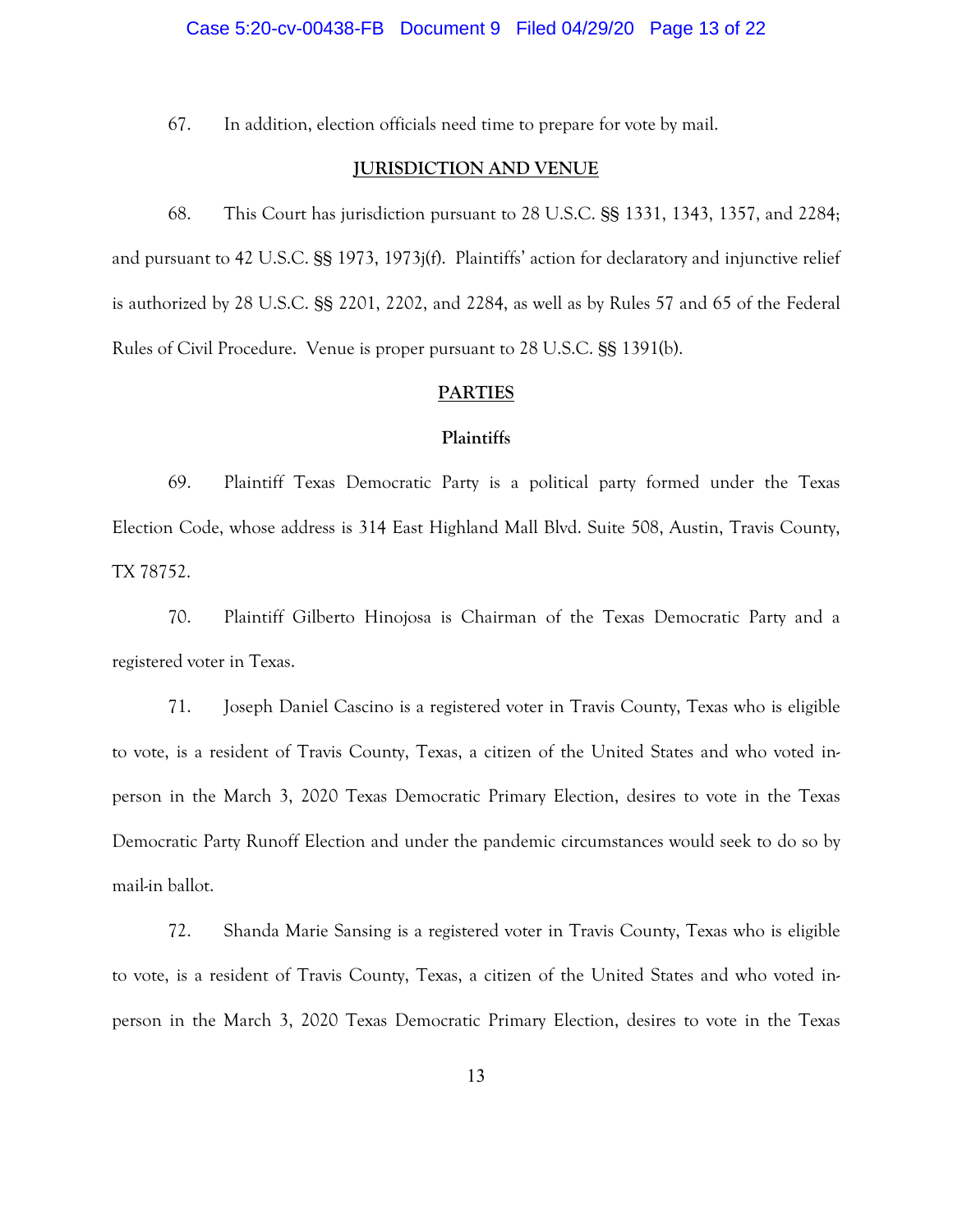67. In addition, election officials need time to prepare for vote by mail.

## JURISDICTION AND VENUE

68. This Court has jurisdiction pursuant to 28 U.S.C. §§ 1331, 1343, 1357, and 2284; and pursuant to 42 U.S.C. §§ 1973, 1973j(f). Plaintiffs' action for declaratory and injunctive relief is authorized by 28 U.S.C. §§ 2201, 2202, and 2284, as well as by Rules 57 and 65 of the Federal Rules of Civil Procedure. Venue is proper pursuant to 28 U.S.C. §§ 1391(b).

## PARTIES

### Plaintiffs

69. Plaintiff Texas Democratic Party is a political party formed under the Texas Election Code, whose address is 314 East Highland Mall Blvd. Suite 508, Austin, Travis County, TX 78752.

70. Plaintiff Gilberto Hinojosa is Chairman of the Texas Democratic Party and a registered voter in Texas.

71. Joseph Daniel Cascino is a registered voter in Travis County, Texas who is eligible to vote, is a resident of Travis County, Texas, a citizen of the United States and who voted in-person in the March 3, 2020 Texas Democratic Primary Election, desires to vote in the Texas Democratic Party Runoff Election and under the pandemic circumstances would seek to do so by mail-in ballot.

72. Shanda Marie Sansing is a registered voter in Travis County, Texas who is eligible to vote, is a resident of Travis County, Texas, a citizen of the United States and who voted in-person in the March 3, 2020 Texas Democratic Primary Election, desires to vote in the Texas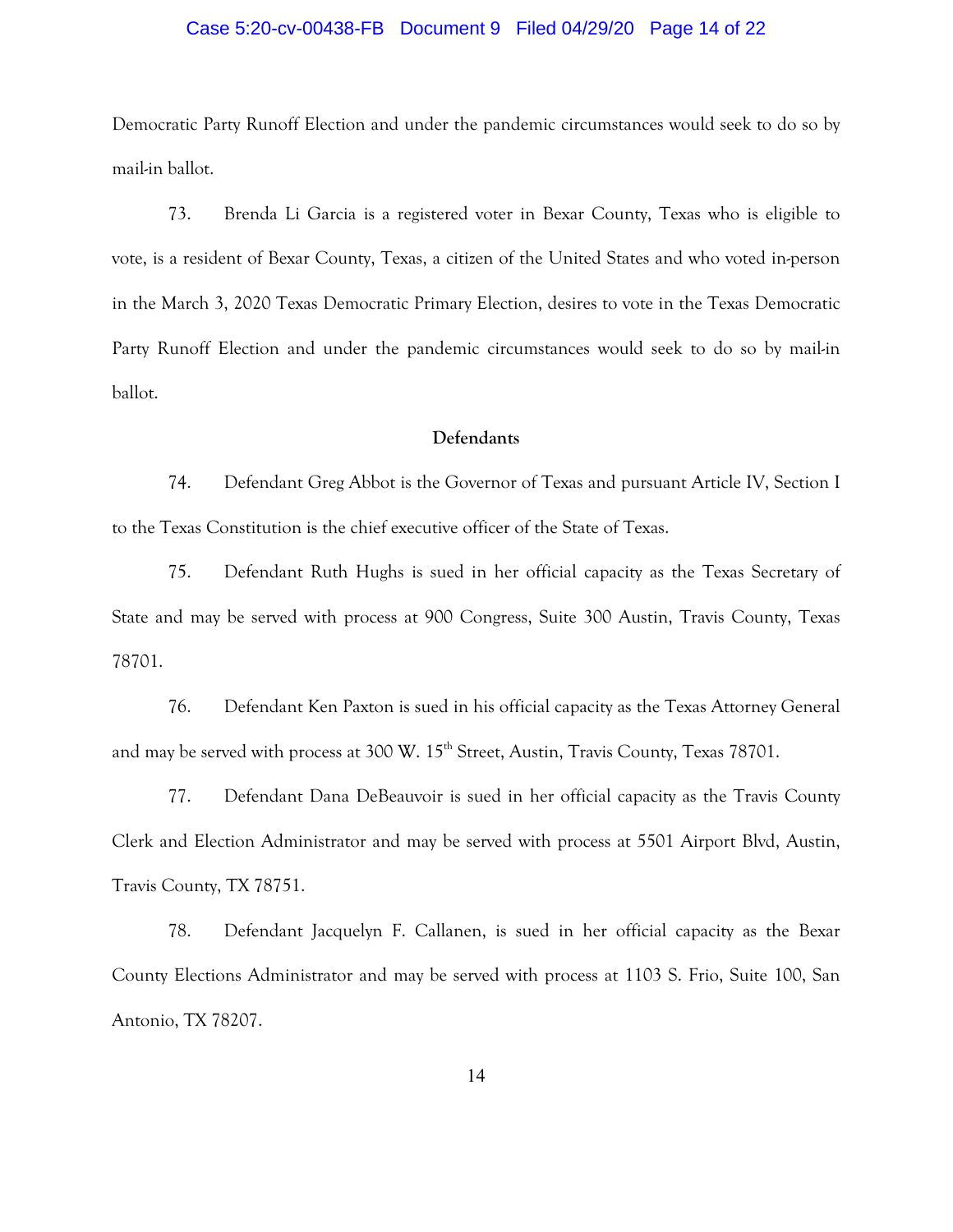Democratic Party Runoff Election and under the pandemic circumstances would seek to do so by mail-in ballot.

73. Brenda Li Garcia is a registered voter in Bexar County, Texas who is eligible to vote, is a resident of Bexar County, Texas, a citizen of the United States and who voted in-person in the March 3, 2020 Texas Democratic Primary Election, desires to vote in the Texas Democratic Party Runoff Election and under the pandemic circumstances would seek to do so by mail-in ballot.

**Defendants**

74. Defendant Greg Abbot is the Governor of Texas and pursuant Article IV, Section I to the Texas Constitution is the chief executive officer of the State of Texas.

75. Defendant Ruth Hughs is sued in her official capacity as the Texas Secretary of State and may be served with process at 900 Congress, Suite 300 Austin, Travis County, Texas 78701.

76. Defendant Ken Paxton is sued in his official capacity as the Texas Attorney General and may be served with process at 300 W. 15th Street, Austin, Travis County, Texas 78701.

77. Defendant Dana DeBeauvoir is sued in her official capacity as the Travis County Clerk and Election Administrator and may be served with process at 5501 Airport Blvd, Austin, Travis County, TX 78751.

78. Defendant Jacquelyn F. Callanen, is sued in her official capacity as the Bexar County Elections Administrator and may be served with process at 1103 S. Frio, Suite 100, San Antonio, TX 78207.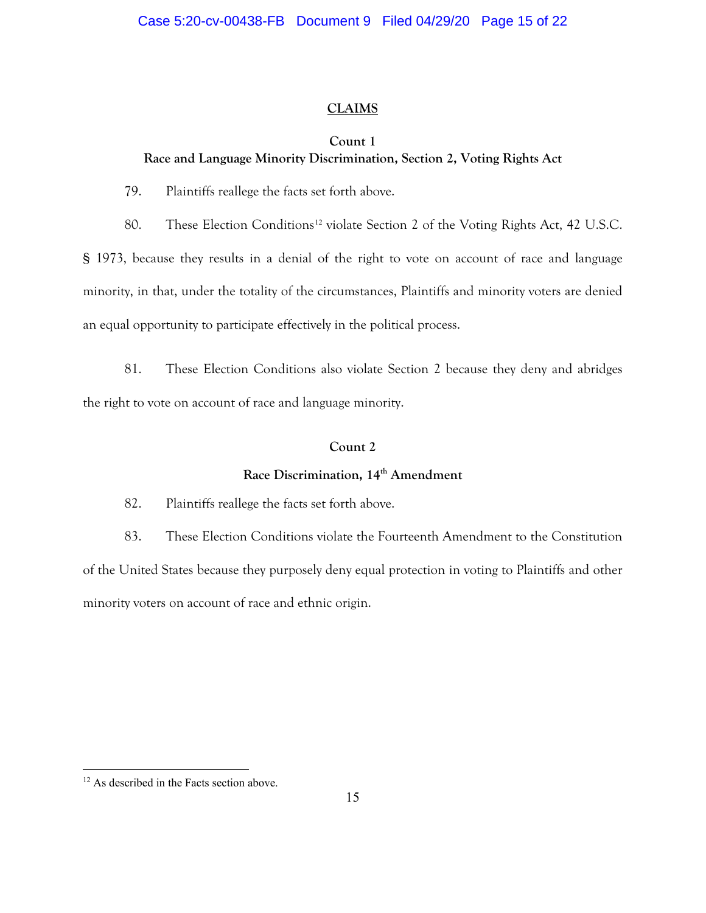# CLAIMS

## Count 1

## Race and Language Minority Discrimination, Section 2, Voting Rights Act

79. Plaintiffs reallege the facts set forth above.

80. These Election Conditions[12] violate Section 2 of the Voting Rights Act, 42 U.S.C. § 1973, because they results in a denial of the right to vote on account of race and language minority, in that, under the totality of the circumstances, Plaintiffs and minority voters are denied an equal opportunity to participate effectively in the political process.

81. These Election Conditions also violate Section 2 because they deny and abridges the right to vote on account of race and language minority.

## Count 2

## Race Discrimination, 14th Amendment

82. Plaintiffs reallege the facts set forth above.

83. These Election Conditions violate the Fourteenth Amendment to the Constitution of the United States because they purposely deny equal protection in voting to Plaintiffs and other minority voters on account of race and ethnic origin.

---

[12] As described in the Facts section above.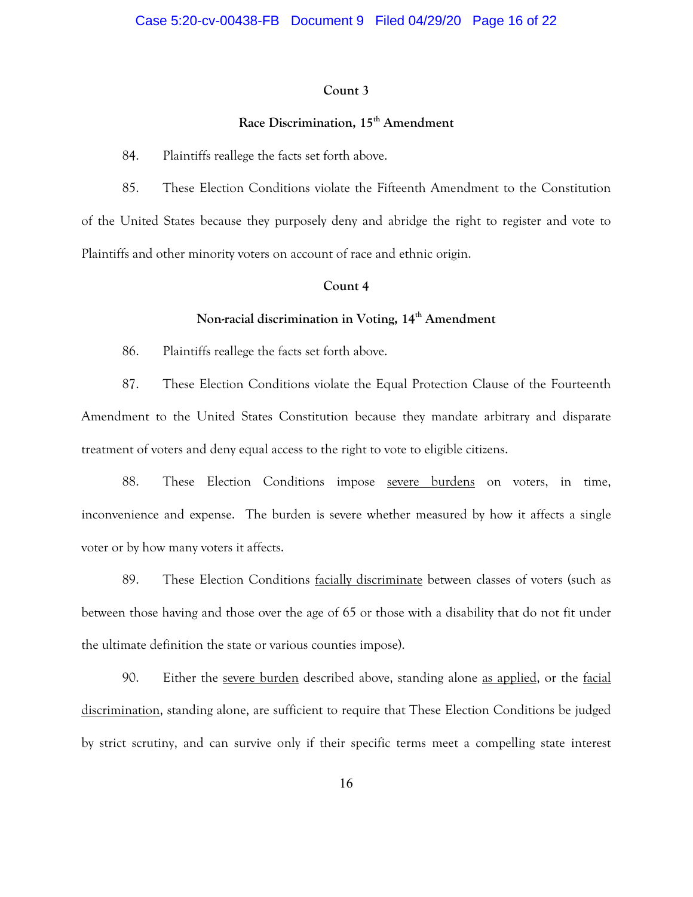**Count 3**

**Race Discrimination, 15th Amendment**

84. Plaintiffs reallege the facts set forth above.

85. These Election Conditions violate the Fifteenth Amendment to the Constitution of the United States because they purposely deny and abridge the right to register and vote to Plaintiffs and other minority voters on account of race and ethnic origin.

**Count 4**

**Non-racial discrimination in Voting, 14th Amendment**

86. Plaintiffs reallege the facts set forth above.

87. These Election Conditions violate the Equal Protection Clause of the Fourteenth Amendment to the United States Constitution because they mandate arbitrary and disparate treatment of voters and deny equal access to the right to vote to eligible citizens.

88. These Election Conditions impose <u>severe burdens</u> on voters, in time, inconvenience and expense. The burden is severe whether measured by how it affects a single voter or by how many voters it affects.

89. These Election Conditions <u>facially discriminate</u> between classes of voters (such as between those having and those over the age of 65 or those with a disability that do not fit under the ultimate definition the state or various counties impose).

90. Either the <u>severe burden</u> described above, standing alone <u>as applied</u>, or the <u>facial discrimination</u>, standing alone, are sufficient to require that These Election Conditions be judged by strict scrutiny, and can survive only if their specific terms meet a compelling state interest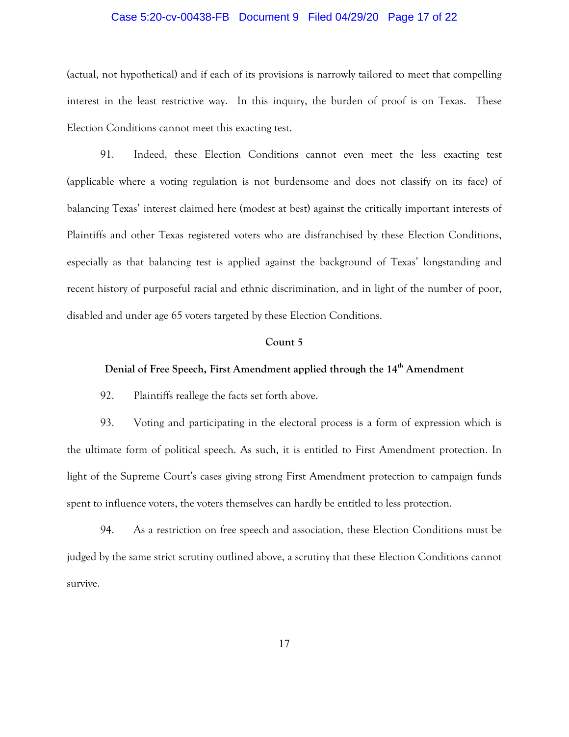(actual, not hypothetical) and if each of its provisions is narrowly tailored to meet that compelling interest in the least restrictive way. In this inquiry, the burden of proof is on Texas. These Election Conditions cannot meet this exacting test.

91. Indeed, these Election Conditions cannot even meet the less exacting test (applicable where a voting regulation is not burdensome and does not classify on its face) of balancing Texas' interest claimed here (modest at best) against the critically important interests of Plaintiffs and other Texas registered voters who are disfranchised by these Election Conditions, especially as that balancing test is applied against the background of Texas' longstanding and recent history of purposeful racial and ethnic discrimination, and in light of the number of poor, disabled and under age 65 voters targeted by these Election Conditions.

**Count 5**

**Denial of Free Speech, First Amendment applied through the 14th Amendment**

92. Plaintiffs reallege the facts set forth above.

93. Voting and participating in the electoral process is a form of expression which is the ultimate form of political speech. As such, it is entitled to First Amendment protection. In light of the Supreme Court's cases giving strong First Amendment protection to campaign funds spent to influence voters, the voters themselves can hardly be entitled to less protection.

94. As a restriction on free speech and association, these Election Conditions must be judged by the same strict scrutiny outlined above, a scrutiny that these Election Conditions cannot survive.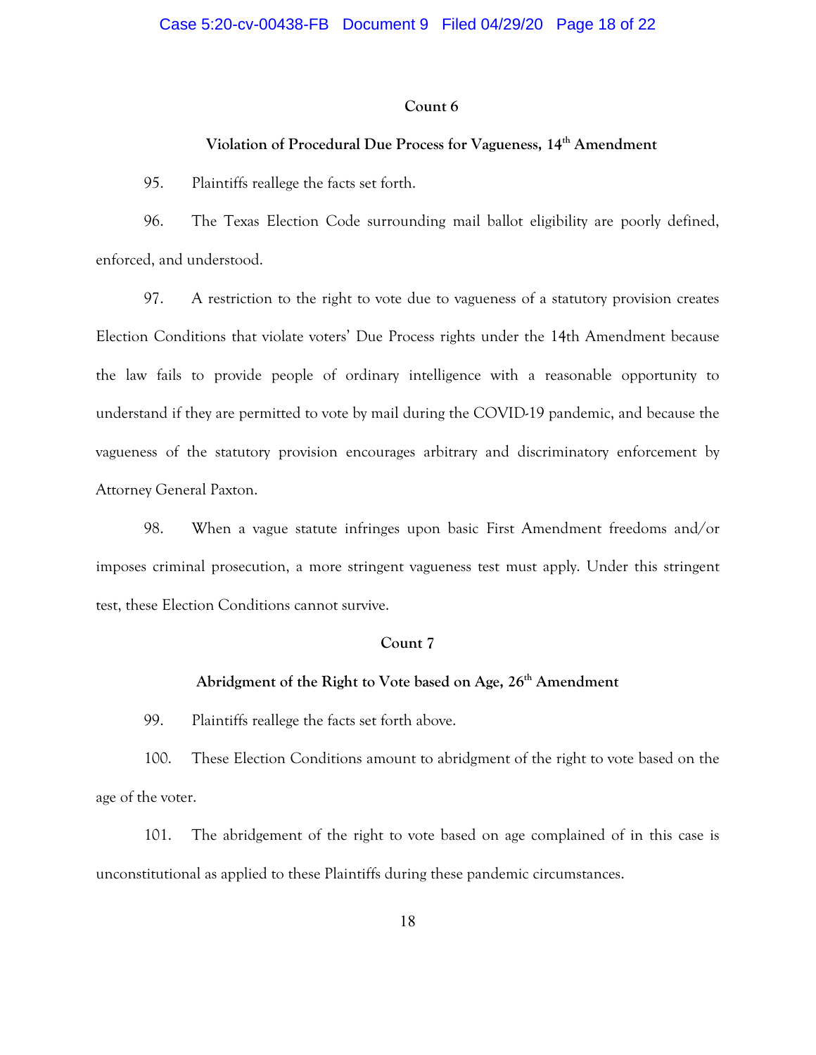**Count 6**

**Violation of Procedural Due Process for Vagueness, 14th Amendment**

95. Plaintiffs reallege the facts set forth.

96. The Texas Election Code surrounding mail ballot eligibility are poorly defined, enforced, and understood.

97. A restriction to the right to vote due to vagueness of a statutory provision creates Election Conditions that violate voters' Due Process rights under the 14th Amendment because the law fails to provide people of ordinary intelligence with a reasonable opportunity to understand if they are permitted to vote by mail during the COVID-19 pandemic, and because the vagueness of the statutory provision encourages arbitrary and discriminatory enforcement by Attorney General Paxton.

98. When a vague statute infringes upon basic First Amendment freedoms and/or imposes criminal prosecution, a more stringent vagueness test must apply. Under this stringent test, these Election Conditions cannot survive.

**Count 7**

**Abridgment of the Right to Vote based on Age, 26th Amendment**

99. Plaintiffs reallege the facts set forth above.

100. These Election Conditions amount to abridgment of the right to vote based on the age of the voter.

101. The abridgement of the right to vote based on age complained of in this case is unconstitutional as applied to these Plaintiffs during these pandemic circumstances.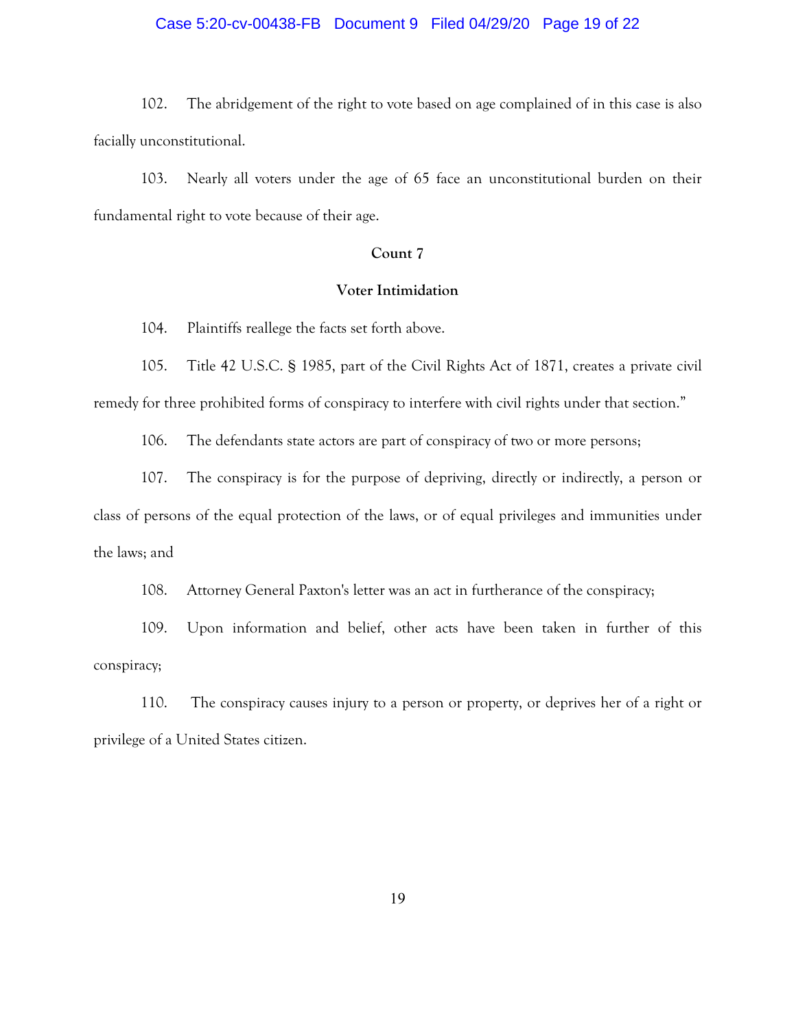102. The abridgement of the right to vote based on age complained of in this case is also facially unconstitutional.

103. Nearly all voters under the age of 65 face an unconstitutional burden on their fundamental right to vote because of their age.

**Count 7**

**Voter Intimidation**

104. Plaintiffs reallege the facts set forth above.

105. Title 42 U.S.C. § 1985, part of the Civil Rights Act of 1871, creates a private civil remedy for three prohibited forms of conspiracy to interfere with civil rights under that section."

106. The defendants state actors are part of conspiracy of two or more persons;

107. The conspiracy is for the purpose of depriving, directly or indirectly, a person or class of persons of the equal protection of the laws, or of equal privileges and immunities under the laws; and

108. Attorney General Paxton's letter was an act in furtherance of the conspiracy;

109. Upon information and belief, other acts have been taken in further of this conspiracy;

110. The conspiracy causes injury to a person or property, or deprives her of a right or privilege of a United States citizen.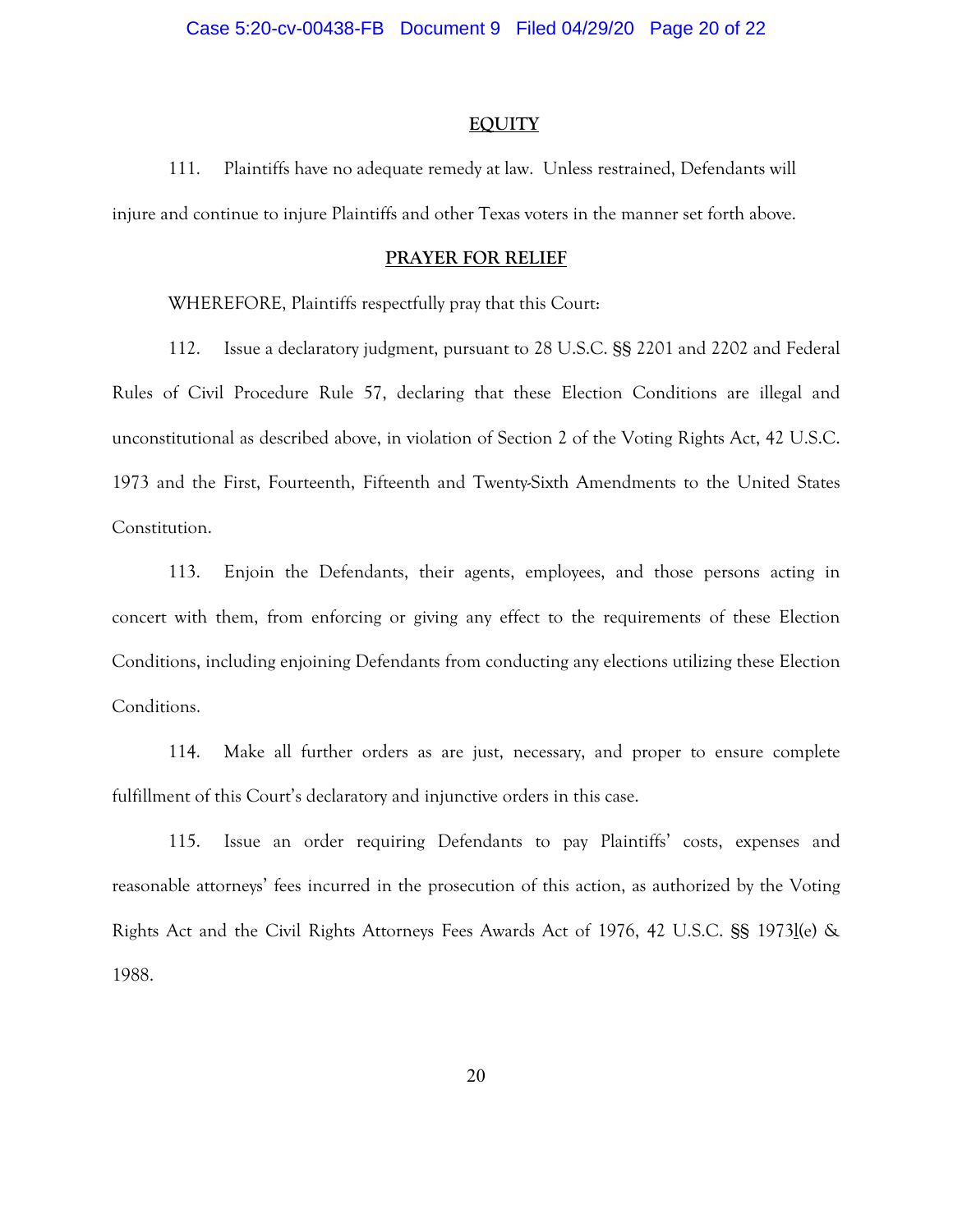## EQUITY

111. Plaintiffs have no adequate remedy at law. Unless restrained, Defendants will injure and continue to injure Plaintiffs and other Texas voters in the manner set forth above.

## PRAYER FOR RELIEF

WHEREFORE, Plaintiffs respectfully pray that this Court:

112. Issue a declaratory judgment, pursuant to 28 U.S.C. §§ 2201 and 2202 and Federal Rules of Civil Procedure Rule 57, declaring that these Election Conditions are illegal and unconstitutional as described above, in violation of Section 2 of the Voting Rights Act, 42 U.S.C. 1973 and the First, Fourteenth, Fifteenth and Twenty-Sixth Amendments to the United States Constitution.

113. Enjoin the Defendants, their agents, employees, and those persons acting in concert with them, from enforcing or giving any effect to the requirements of these Election Conditions, including enjoining Defendants from conducting any elections utilizing these Election Conditions.

114. Make all further orders as are just, necessary, and proper to ensure complete fulfillment of this Court's declaratory and injunctive orders in this case.

115. Issue an order requiring Defendants to pay Plaintiffs' costs, expenses and reasonable attorneys' fees incurred in the prosecution of this action, as authorized by the Voting Rights Act and the Civil Rights Attorneys Fees Awards Act of 1976, 42 U.S.C. §§ 1973l(e) & 1988.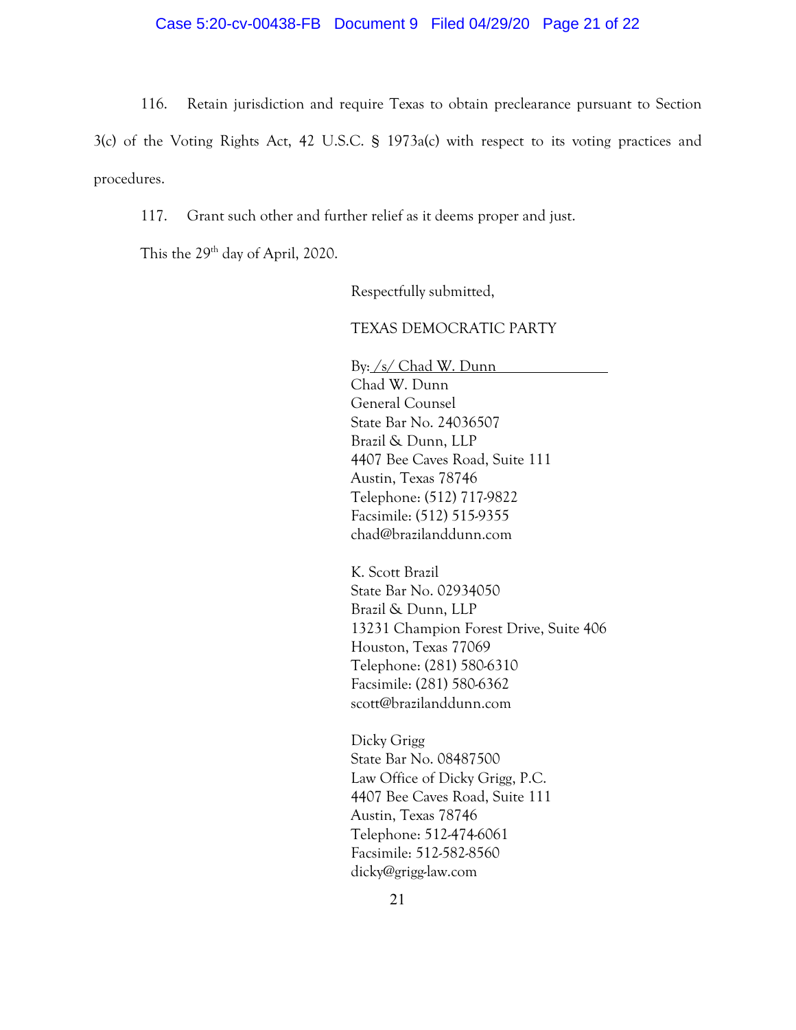116. Retain jurisdiction and require Texas to obtain preclearance pursuant to Section 3(c) of the Voting Rights Act, 42 U.S.C. § 1973a(c) with respect to its voting practices and procedures.

117. Grant such other and further relief as it deems proper and just.

This the 29th day of April, 2020.

Respectfully submitted,

TEXAS DEMOCRATIC PARTY

By: /s/ Chad W. Dunn
Chad W. Dunn
General Counsel
State Bar No. 24036507
Brazil & Dunn, LLP
4407 Bee Caves Road, Suite 111
Austin, Texas 78746
Telephone: (512) 717-9822
Facsimile: (512) 515-9355
chad@brazilanddunn.com

K. Scott Brazil
State Bar No. 02934050
Brazil & Dunn, LLP
13231 Champion Forest Drive, Suite 406
Houston, Texas 77069
Telephone: (281) 580-6310
Facsimile: (281) 580-6362
scott@brazilanddunn.com

Dicky Grigg
State Bar No. 08487500
Law Office of Dicky Grigg, P.C.
4407 Bee Caves Road, Suite 111
Austin, Texas 78746
Telephone: 512-474-6061
Facsimile: 512-582-8560
dicky@grigg-law.com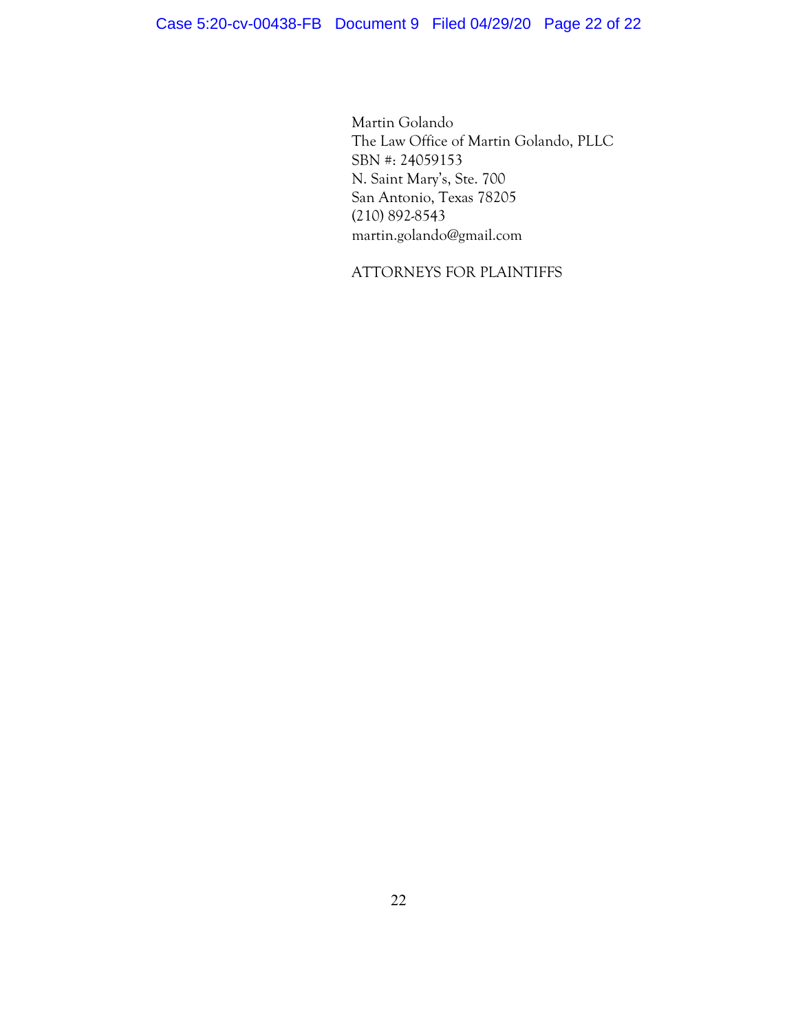Martin Golando
The Law Office of Martin Golando, PLLC
SBN #: 24059153
N. Saint Mary's, Ste. 700
San Antonio, Texas 78205
(210) 892-8543
martin.golando@gmail.com

ATTORNEYS FOR PLAINTIFFS